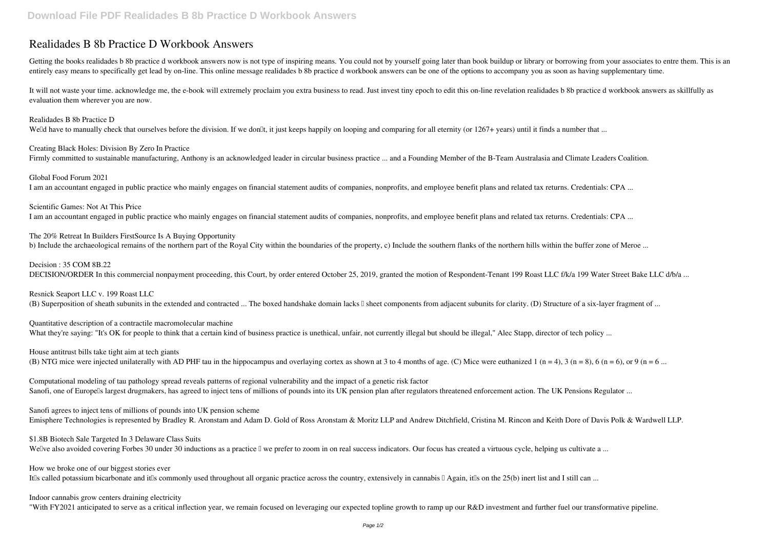# Realidades B 8b Practice D Workbook Answers

Getting the books realidades b 8b practice d workbook answers now is not type of inspiring means. You could not by yourself going later than book buildup or library or borrowing from your associates to entre them. This is an entirely easy means to specifically get lead by on-line. This online message realidades b 8b practice d workbook answers can be one of the options to accompany you as soon as having supplementary time.

It will not waste your time. acknowledge me, the e-book will extremely proclaim you extra business to read. Just invest tiny epoch to edit this on-line revelation realidades b 8b practice d workbook answers as skillfully as evaluation them wherever you are now.

**Realidades B 8b Practice D**

We'd have to manually check that ourselves before the division. If we don't, it just keeps happily on looping and comparing for all eternity (or 1267+ years) until it finds a number that ...

**Creating Black Holes: Division By Zero In Practice**

Firmly committed to sustainable manufacturing, Anthony is an acknowledged leader in circular business practice ... and a Founding Member of the B-Team Australasia and Climate Leaders Coalition.

**Global Food Forum 2021**

I am an accountant engaged in public practice who mainly engages on financial statement audits of companies, nonprofits, and employee benefit plans and related tax returns. Credentials: CPA ...

**Scientific Games: Not At This Price**

I am an accountant engaged in public practice who mainly engages on financial statement audits of companies, nonprofits, and employee benefit plans and related tax returns. Credentials: CPA ...

**The 20% Retreat In Builders FirstSource Is A Buying Opportunity**

b) Include the archaeological remains of the northern part of the Royal City within the boundaries of the property, c) Include the southern flanks of the northern hills within the buffer zone of Meroe ...

**Decision : 35 COM 8B.22**

DECISION/ORDER In this commercial nonpayment proceeding, this Court, by order entered October 25, 2019, granted the motion of Respondent-Tenant 199 Roast LLC f/k/a 199 Water Street Bake LLC d/b/a ...

**Resnick Seaport LLC v. 199 Roast LLC**

(B) Superposition of sheath subunits in the extended and contracted ... The boxed handshake domain lacks β sheet components from adjacent subunits for clarity. (D) Structure of a six-layer fragment of ...

**Quantitative description of a contractile macromolecular machine**

What they're saying: "It's OK for people to think that a certain kind of business practice is unethical, unfair, not currently illegal but should be illegal," Alec Stapp, director of tech policy ...

**House antitrust bills take tight aim at tech giants**

(B) NTG mice were injected unilaterally with AD PHF tau in the hippocampus and overlaying cortex as shown at 3 to 4 months of age. (C) Mice were euthanized 1 (n = 4), 3 (n = 8), 6 (n = 6), or 9 (n = 6 ...

**Computational modeling of tau pathology spread reveals patterns of regional vulnerability and the impact of a genetic risk factor**

Sanofi, one of Europe's largest drugmakers, has agreed to inject tens of millions of pounds into its UK pension plan after regulators threatened enforcement action. The UK Pensions Regulator ...

**Sanofi agrees to inject tens of millions of pounds into UK pension scheme**

Emisphere Technologies is represented by Bradley R. Aronstam and Adam D. Gold of Ross Aronstam & Moritz LLP and Andrew Ditchfield, Cristina M. Rincon and Keith Dore of Davis Polk & Wardwell LLP.

**$1.8B Biotech Sale Targeted In 3 Delaware Class Suits**

We've also avoided covering Forbes 30 under 30 inductions as a practice — we prefer to zoom in on real success indicators. Our focus has created a virtuous cycle, helping us cultivate a ...

**How we broke one of our biggest stories ever**

It's called potassium bicarbonate and it's commonly used throughout all organic practice across the country, extensively in cannabis — Again, it's on the 25(b) inert list and I still can ...

**Indoor cannabis grow centers draining electricity**

"With FY2021 anticipated to serve as a critical inflection year, we remain focused on leveraging our expected topline growth to ramp up our R&D investment and further fuel our transformative pipeline.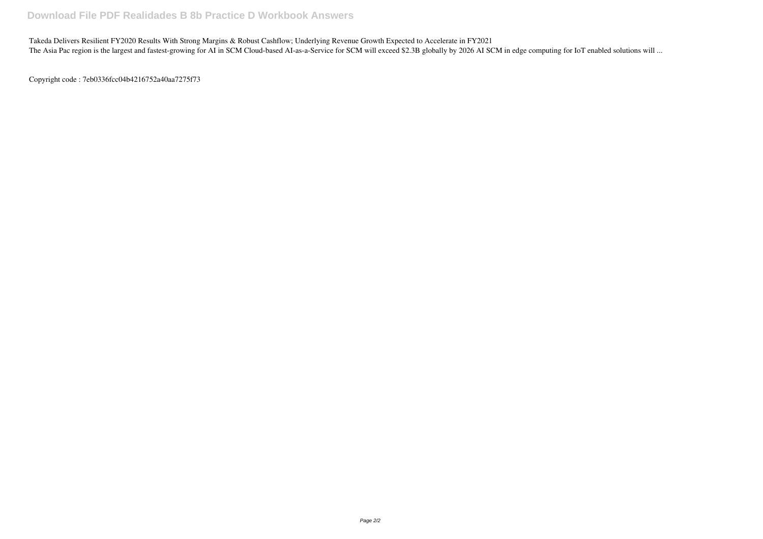Takeda Delivers Resilient FY2020 Results With Strong Margins & Robust Cashflow; Underlying Revenue Growth Expected to Accelerate in FY2021

The Asia Pac region is the largest and fastest-growing for AI in SCM Cloud-based AI-as-a-Service for SCM will exceed $2.3B globally by 2026 AI SCM in edge computing for IoT enabled solutions will ...

Copyright code : 7eb0336fcc04b4216752a40aa7275f73